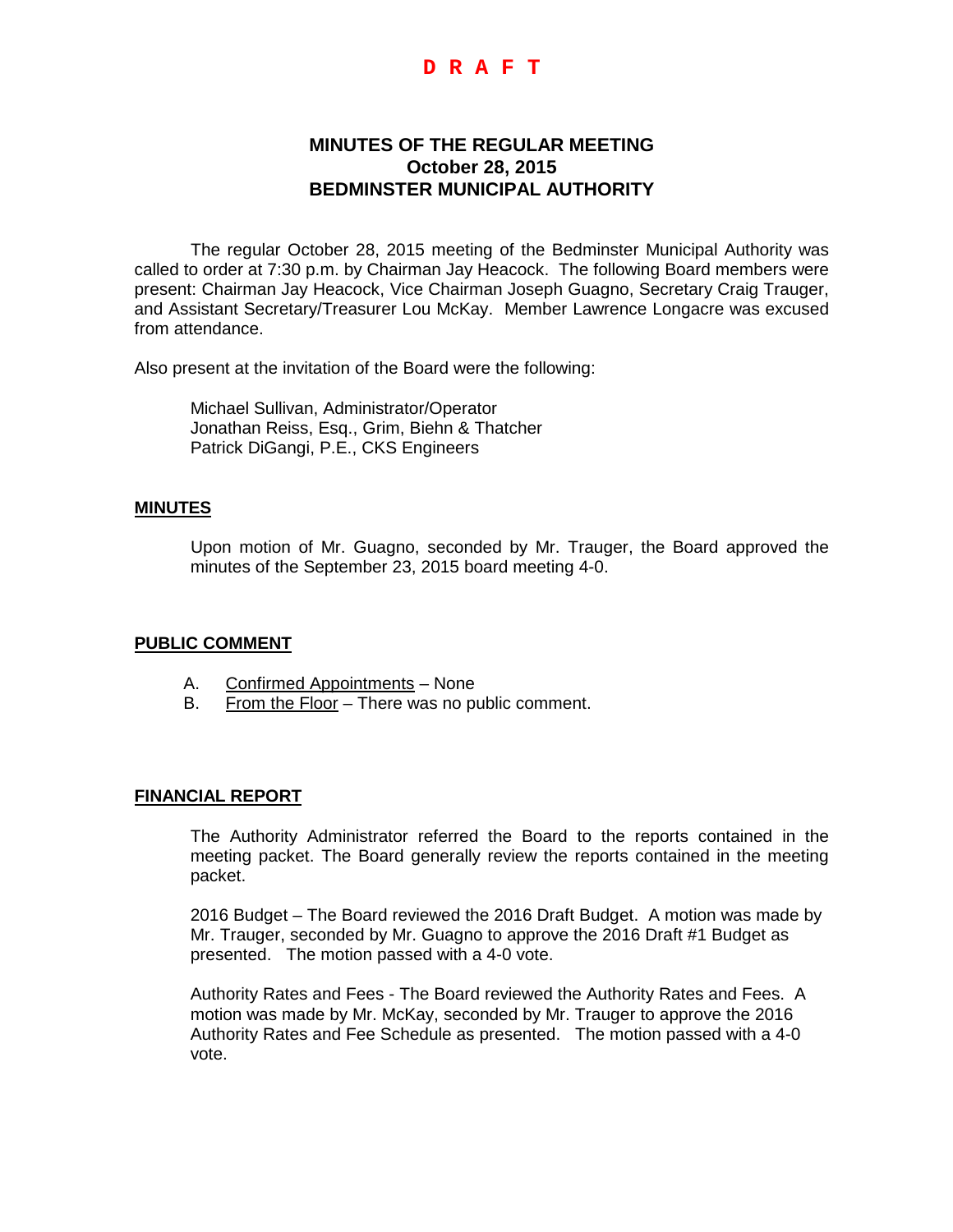**D R A F T**

# MINUTES OF THE REGULAR MEETING
## October 28, 2015
## BEDMINSTER MUNICIPAL AUTHORITY

The regular October 28, 2015 meeting of the Bedminster Municipal Authority was called to order at 7:30 p.m. by Chairman Jay Heacock. The following Board members were present: Chairman Jay Heacock, Vice Chairman Joseph Guagno, Secretary Craig Trauger, and Assistant Secretary/Treasurer Lou McKay. Member Lawrence Longacre was excused from attendance.

Also present at the invitation of the Board were the following:

Michael Sullivan, Administrator/Operator
Jonathan Reiss, Esq., Grim, Biehn & Thatcher
Patrick DiGangi, P.E., CKS Engineers

**MINUTES**

Upon motion of Mr. Guagno, seconded by Mr. Trauger, the Board approved the minutes of the September 23, 2015 board meeting 4-0.

**PUBLIC COMMENT**

A. Confirmed Appointments – None
B. From the Floor – There was no public comment.

**FINANCIAL REPORT**

The Authority Administrator referred the Board to the reports contained in the meeting packet. The Board generally review the reports contained in the meeting packet.

2016 Budget – The Board reviewed the 2016 Draft Budget. A motion was made by Mr. Trauger, seconded by Mr. Guagno to approve the 2016 Draft #1 Budget as presented. The motion passed with a 4-0 vote.

Authority Rates and Fees - The Board reviewed the Authority Rates and Fees. A motion was made by Mr. McKay, seconded by Mr. Trauger to approve the 2016 Authority Rates and Fee Schedule as presented. The motion passed with a 4-0 vote.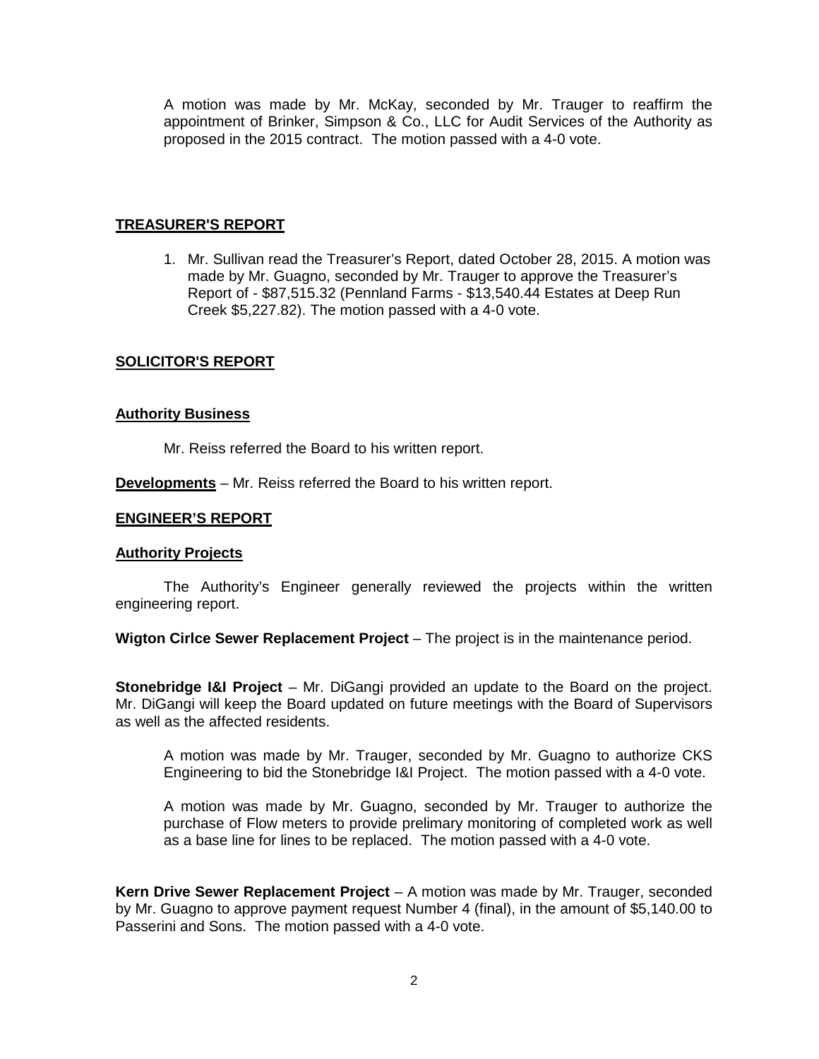A motion was made by Mr. McKay, seconded by Mr. Trauger to reaffirm the appointment of Brinker, Simpson & Co., LLC for Audit Services of the Authority as proposed in the 2015 contract. The motion passed with a 4-0 vote.

## TREASURER'S REPORT

1. Mr. Sullivan read the Treasurer's Report, dated October 28, 2015. A motion was made by Mr. Guagno, seconded by Mr. Trauger to approve the Treasurer's Report of - $87,515.32 (Pennland Farms - $13,540.44 Estates at Deep Run Creek $5,227.82). The motion passed with a 4-0 vote.

## SOLICITOR'S REPORT

### Authority Business

Mr. Reiss referred the Board to his written report.

**Developments** – Mr. Reiss referred the Board to his written report.

## ENGINEER'S REPORT

### Authority Projects

The Authority's Engineer generally reviewed the projects within the written engineering report.

**Wigton Cirlce Sewer Replacement Project** – The project is in the maintenance period.

**Stonebridge I&I Project** – Mr. DiGangi provided an update to the Board on the project. Mr. DiGangi will keep the Board updated on future meetings with the Board of Supervisors as well as the affected residents.

A motion was made by Mr. Trauger, seconded by Mr. Guagno to authorize CKS Engineering to bid the Stonebridge I&I Project. The motion passed with a 4-0 vote.

A motion was made by Mr. Guagno, seconded by Mr. Trauger to authorize the purchase of Flow meters to provide prelimary monitoring of completed work as well as a base line for lines to be replaced. The motion passed with a 4-0 vote.

**Kern Drive Sewer Replacement Project** – A motion was made by Mr. Trauger, seconded by Mr. Guagno to approve payment request Number 4 (final), in the amount of $5,140.00 to Passerini and Sons. The motion passed with a 4-0 vote.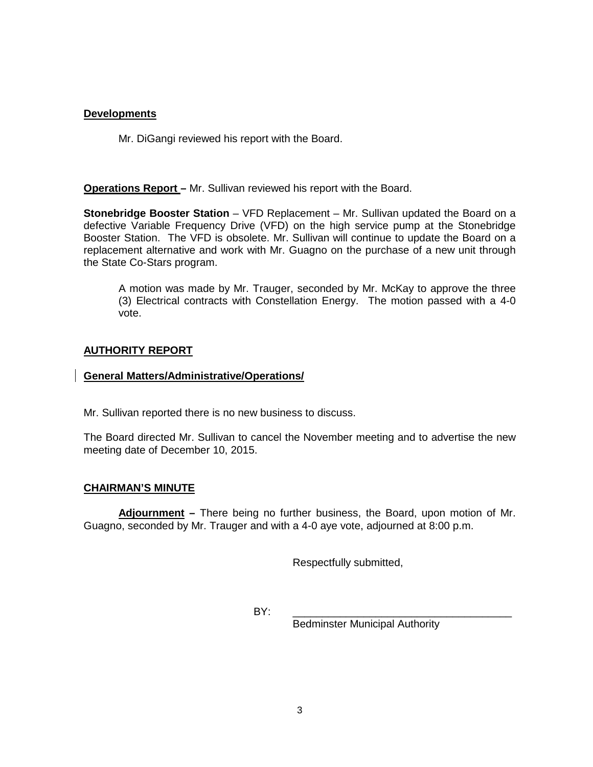**Developments**

Mr. DiGangi reviewed his report with the Board.

**Operations Report –** Mr. Sullivan reviewed his report with the Board.

**Stonebridge Booster Station** – VFD Replacement – Mr. Sullivan updated the Board on a defective Variable Frequency Drive (VFD) on the high service pump at the Stonebridge Booster Station. The VFD is obsolete. Mr. Sullivan will continue to update the Board on a replacement alternative and work with Mr. Guagno on the purchase of a new unit through the State Co-Stars program.

> A motion was made by Mr. Trauger, seconded by Mr. McKay to approve the three (3) Electrical contracts with Constellation Energy. The motion passed with a 4-0 vote.

## AUTHORITY REPORT

**General Matters/Administrative/Operations/**

Mr. Sullivan reported there is no new business to discuss.

The Board directed Mr. Sullivan to cancel the November meeting and to advertise the new meeting date of December 10, 2015.

## CHAIRMAN'S MINUTE

**Adjournment –** There being no further business, the Board, upon motion of Mr. Guagno, seconded by Mr. Trauger and with a 4-0 aye vote, adjourned at 8:00 p.m.

Respectfully submitted,

BY: \_\_\_\_\_\_\_\_\_\_\_\_\_\_\_\_\_\_\_\_\_\_\_\_\_\_\_\_\_\_\_\_\_\_\_\_\_\_

Bedminster Municipal Authority